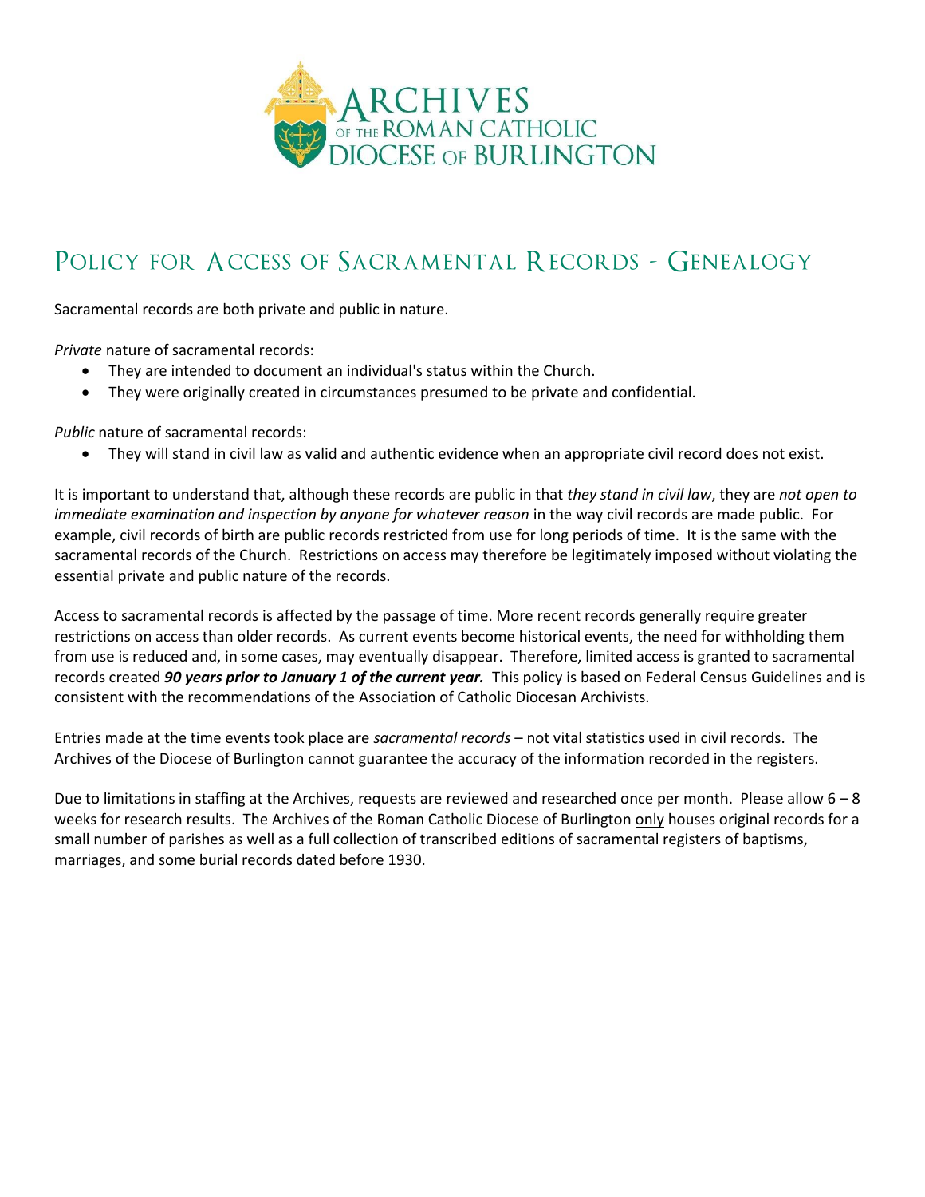ARCHIVES OF THE ROMAN CATHOLIC DIOCESE OF BURLINGTON

# Policy for Access of Sacramental Records - Genealogy

Sacramental records are both private and public in nature.

*Private* nature of sacramental records:

- They are intended to document an individual's status within the Church.
- They were originally created in circumstances presumed to be private and confidential.

*Public* nature of sacramental records:

- They will stand in civil law as valid and authentic evidence when an appropriate civil record does not exist.

It is important to understand that, although these records are public in that *they stand in civil law*, they are *not open to immediate examination and inspection by anyone for whatever reason* in the way civil records are made public. For example, civil records of birth are public records restricted from use for long periods of time. It is the same with the sacramental records of the Church. Restrictions on access may therefore be legitimately imposed without violating the essential private and public nature of the records.

Access to sacramental records is affected by the passage of time. More recent records generally require greater restrictions on access than older records. As current events become historical events, the need for withholding them from use is reduced and, in some cases, may eventually disappear. Therefore, limited access is granted to sacramental records created ***90 years prior to January 1 of the current year.*** This policy is based on Federal Census Guidelines and is consistent with the recommendations of the Association of Catholic Diocesan Archivists.

Entries made at the time events took place are *sacramental records* – not vital statistics used in civil records. The Archives of the Diocese of Burlington cannot guarantee the accuracy of the information recorded in the registers.

Due to limitations in staffing at the Archives, requests are reviewed and researched once per month. Please allow 6 – 8 weeks for research results. The Archives of the Roman Catholic Diocese of Burlington only houses original records for a small number of parishes as well as a full collection of transcribed editions of sacramental registers of baptisms, marriages, and some burial records dated before 1930.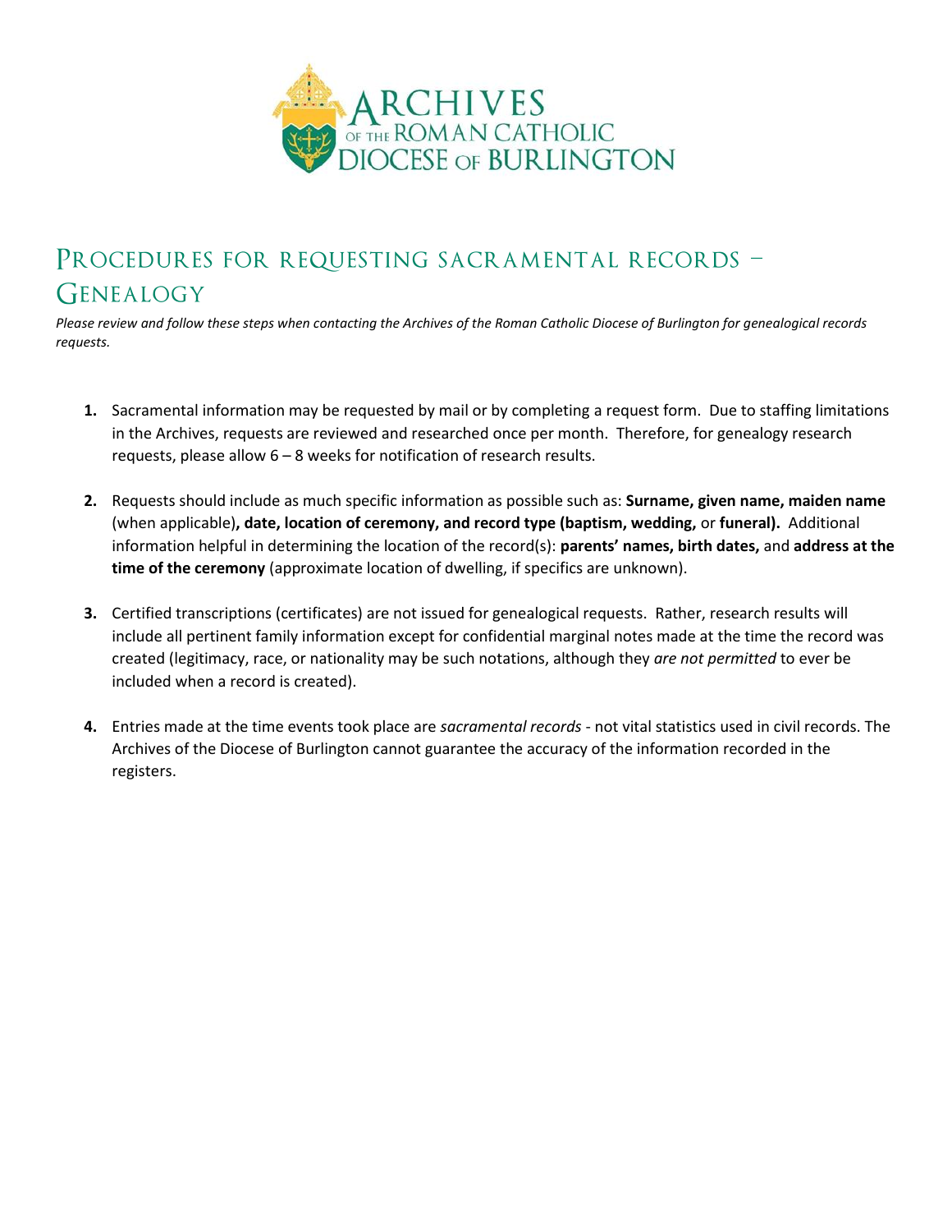# Procedures for requesting sacramental records – Genealogy

*Please review and follow these steps when contacting the Archives of the Roman Catholic Diocese of Burlington for genealogical records requests.*

1. Sacramental information may be requested by mail or by completing a request form. Due to staffing limitations in the Archives, requests are reviewed and researched once per month. Therefore, for genealogy research requests, please allow 6 – 8 weeks for notification of research results.

2. Requests should include as much specific information as possible such as: **Surname, given name, maiden name** (when applicable)**, date, location of ceremony, and record type (baptism, wedding,** or **funeral).** Additional information helpful in determining the location of the record(s): **parents' names, birth dates,** and **address at the time of the ceremony** (approximate location of dwelling, if specifics are unknown).

3. Certified transcriptions (certificates) are not issued for genealogical requests. Rather, research results will include all pertinent family information except for confidential marginal notes made at the time the record was created (legitimacy, race, or nationality may be such notations, although they *are not permitted* to ever be included when a record is created).

4. Entries made at the time events took place are *sacramental records* - not vital statistics used in civil records. The Archives of the Diocese of Burlington cannot guarantee the accuracy of the information recorded in the registers.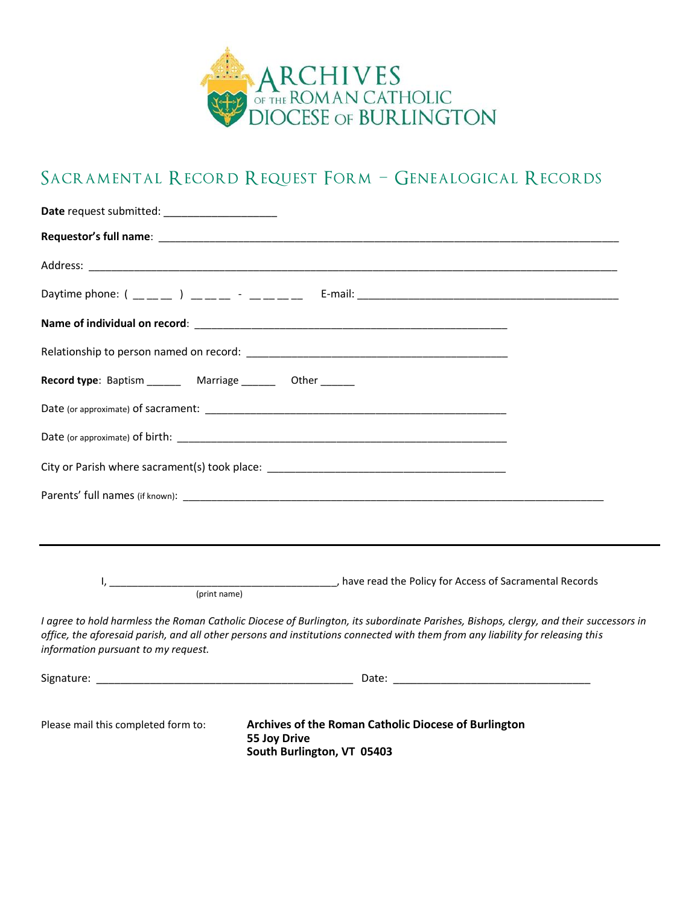# Archives of the Roman Catholic Diocese of Burlington

## Sacramental Record Request Form – Genealogical Records

**Date** request submitted: __________________

**Requestor's full name**: ____________________________________________________________________________

Address: _____________________________________________________________________________________

Daytime phone: ( _ _ _ ) _ _ _ - _ _ _ _ E-mail: ____________________________________________

**Name of individual on record**: _____________________________________________________

Relationship to person named on record: _____________________________________________

**Record type**: Baptism ______ Marriage ______ Other ______

Date (or approximate) of sacrament: ___________________________________________________

Date (or approximate) of birth: ________________________________________________________

City or Parish where sacrament(s) took place: ________________________________________

Parents' full names (if known): ________________________________________________________________________

---

I, ______________________________________, have read the Policy for Access of Sacramental Records
(print name)

*I agree to hold harmless the Roman Catholic Diocese of Burlington, its subordinate Parishes, Bishops, clergy, and their successors in office, the aforesaid parish, and all other persons and institutions connected with them from any liability for releasing this information pursuant to my request.*

Signature: ___________________________________________ Date: ________________________________

Please mail this completed form to:

**Archives of the Roman Catholic Diocese of Burlington**
**55 Joy Drive**
**South Burlington, VT 05403**